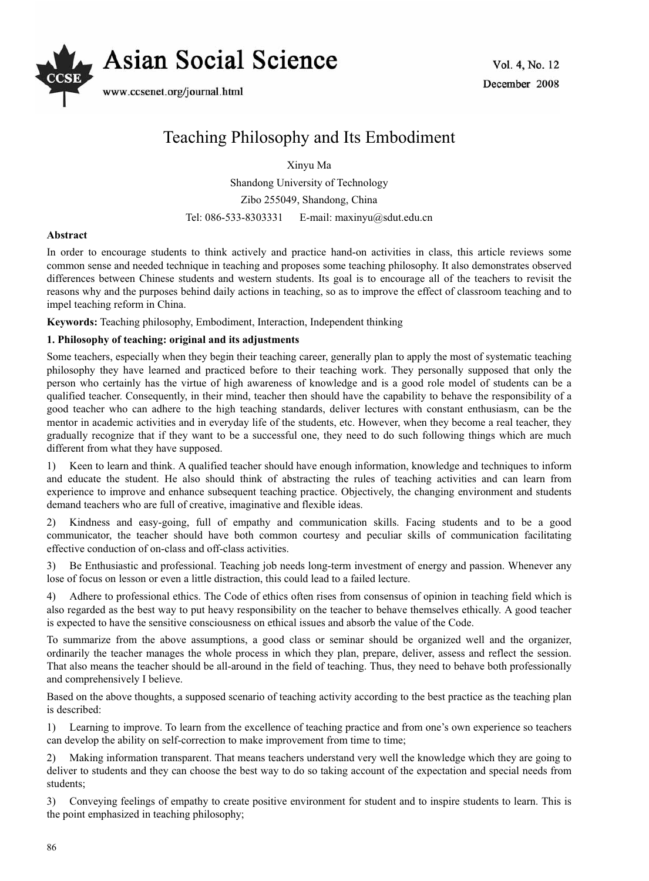# Teaching Philosophy and Its Embodiment

Xinyu Ma

Shandong University of Technology

Zibo 255049, Shandong, China

Tel: 086-533-8303331 E-mail: maxinyu@sdut.edu.cn

**Abstract**

In order to encourage students to think actively and practice hand-on activities in class, this article reviews some common sense and needed technique in teaching and proposes some teaching philosophy. It also demonstrates observed differences between Chinese students and western students. Its goal is to encourage all of the teachers to revisit the reasons why and the purposes behind daily actions in teaching, so as to improve the effect of classroom teaching and to impel teaching reform in China.

**Keywords:** Teaching philosophy, Embodiment, Interaction, Independent thinking

## 1. Philosophy of teaching: original and its adjustments

Some teachers, especially when they begin their teaching career, generally plan to apply the most of systematic teaching philosophy they have learned and practiced before to their teaching work. They personally supposed that only the person who certainly has the virtue of high awareness of knowledge and is a good role model of students can be a qualified teacher. Consequently, in their mind, teacher then should have the capability to behave the responsibility of a good teacher who can adhere to the high teaching standards, deliver lectures with constant enthusiasm, can be the mentor in academic activities and in everyday life of the students, etc. However, when they become a real teacher, they gradually recognize that if they want to be a successful one, they need to do such following things which are much different from what they have supposed.

1) Keen to learn and think. A qualified teacher should have enough information, knowledge and techniques to inform and educate the student. He also should think of abstracting the rules of teaching activities and can learn from experience to improve and enhance subsequent teaching practice. Objectively, the changing environment and students demand teachers who are full of creative, imaginative and flexible ideas.

2) Kindness and easy-going, full of empathy and communication skills. Facing students and to be a good communicator, the teacher should have both common courtesy and peculiar skills of communication facilitating effective conduction of on-class and off-class activities.

3) Be Enthusiastic and professional. Teaching job needs long-term investment of energy and passion. Whenever any lose of focus on lesson or even a little distraction, this could lead to a failed lecture.

4) Adhere to professional ethics. The Code of ethics often rises from consensus of opinion in teaching field which is also regarded as the best way to put heavy responsibility on the teacher to behave themselves ethically. A good teacher is expected to have the sensitive consciousness on ethical issues and absorb the value of the Code.

To summarize from the above assumptions, a good class or seminar should be organized well and the organizer, ordinarily the teacher manages the whole process in which they plan, prepare, deliver, assess and reflect the session. That also means the teacher should be all-around in the field of teaching. Thus, they need to behave both professionally and comprehensively I believe.

Based on the above thoughts, a supposed scenario of teaching activity according to the best practice as the teaching plan is described:

1) Learning to improve. To learn from the excellence of teaching practice and from one's own experience so teachers can develop the ability on self-correction to make improvement from time to time;

2) Making information transparent. That means teachers understand very well the knowledge which they are going to deliver to students and they can choose the best way to do so taking account of the expectation and special needs from students;

3) Conveying feelings of empathy to create positive environment for student and to inspire students to learn. This is the point emphasized in teaching philosophy;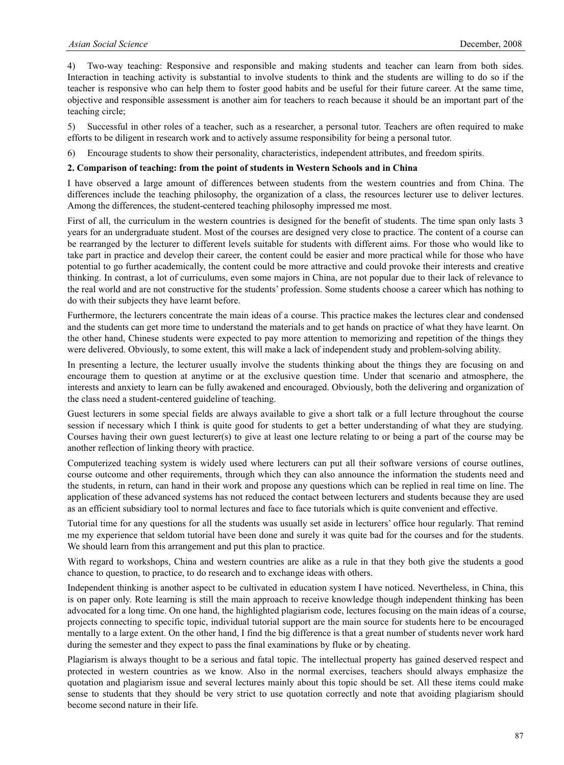4) Two-way teaching: Responsive and responsible and making students and teacher can learn from both sides. Interaction in teaching activity is substantial to involve students to think and the students are willing to do so if the teacher is responsive who can help them to foster good habits and be useful for their future career. At the same time, objective and responsible assessment is another aim for teachers to reach because it should be an important part of the teaching circle;

5) Successful in other roles of a teacher, such as a researcher, a personal tutor. Teachers are often required to make efforts to be diligent in research work and to actively assume responsibility for being a personal tutor.

6) Encourage students to show their personality, characteristics, independent attributes, and freedom spirits.

## 2. Comparison of teaching: from the point of students in Western Schools and in China

I have observed a large amount of differences between students from the western countries and from China. The differences include the teaching philosophy, the organization of a class, the resources lecturer use to deliver lectures. Among the differences, the student-centered teaching philosophy impressed me most.

First of all, the curriculum in the western countries is designed for the benefit of students. The time span only lasts 3 years for an undergraduate student. Most of the courses are designed very close to practice. The content of a course can be rearranged by the lecturer to different levels suitable for students with different aims. For those who would like to take part in practice and develop their career, the content could be easier and more practical while for those who have potential to go further academically, the content could be more attractive and could provoke their interests and creative thinking. In contrast, a lot of curriculums, even some majors in China, are not popular due to their lack of relevance to the real world and are not constructive for the students' profession. Some students choose a career which has nothing to do with their subjects they have learnt before.

Furthermore, the lecturers concentrate the main ideas of a course. This practice makes the lectures clear and condensed and the students can get more time to understand the materials and to get hands on practice of what they have learnt. On the other hand, Chinese students were expected to pay more attention to memorizing and repetition of the things they were delivered. Obviously, to some extent, this will make a lack of independent study and problem-solving ability.

In presenting a lecture, the lecturer usually involve the students thinking about the things they are focusing on and encourage them to question at anytime or at the exclusive question time. Under that scenario and atmosphere, the interests and anxiety to learn can be fully awakened and encouraged. Obviously, both the delivering and organization of the class need a student-centered guideline of teaching.

Guest lecturers in some special fields are always available to give a short talk or a full lecture throughout the course session if necessary which I think is quite good for students to get a better understanding of what they are studying. Courses having their own guest lecturer(s) to give at least one lecture relating to or being a part of the course may be another reflection of linking theory with practice.

Computerized teaching system is widely used where lecturers can put all their software versions of course outlines, course outcome and other requirements, through which they can also announce the information the students need and the students, in return, can hand in their work and propose any questions which can be replied in real time on line. The application of these advanced systems has not reduced the contact between lecturers and students because they are used as an efficient subsidiary tool to normal lectures and face to face tutorials which is quite convenient and effective.

Tutorial time for any questions for all the students was usually set aside in lecturers' office hour regularly. That remind me my experience that seldom tutorial have been done and surely it was quite bad for the courses and for the students. We should learn from this arrangement and put this plan to practice.

With regard to workshops, China and western countries are alike as a rule in that they both give the students a good chance to question, to practice, to do research and to exchange ideas with others.

Independent thinking is another aspect to be cultivated in education system I have noticed. Nevertheless, in China, this is on paper only. Rote learning is still the main approach to receive knowledge though independent thinking has been advocated for a long time. On one hand, the highlighted plagiarism code, lectures focusing on the main ideas of a course, projects connecting to specific topic, individual tutorial support are the main source for students here to be encouraged mentally to a large extent. On the other hand, I find the big difference is that a great number of students never work hard during the semester and they expect to pass the final examinations by fluke or by cheating.

Plagiarism is always thought to be a serious and fatal topic. The intellectual property has gained deserved respect and protected in western countries as we know. Also in the normal exercises, teachers should always emphasize the quotation and plagiarism issue and several lectures mainly about this topic should be set. All these items could make sense to students that they should be very strict to use quotation correctly and note that avoiding plagiarism should become second nature in their life.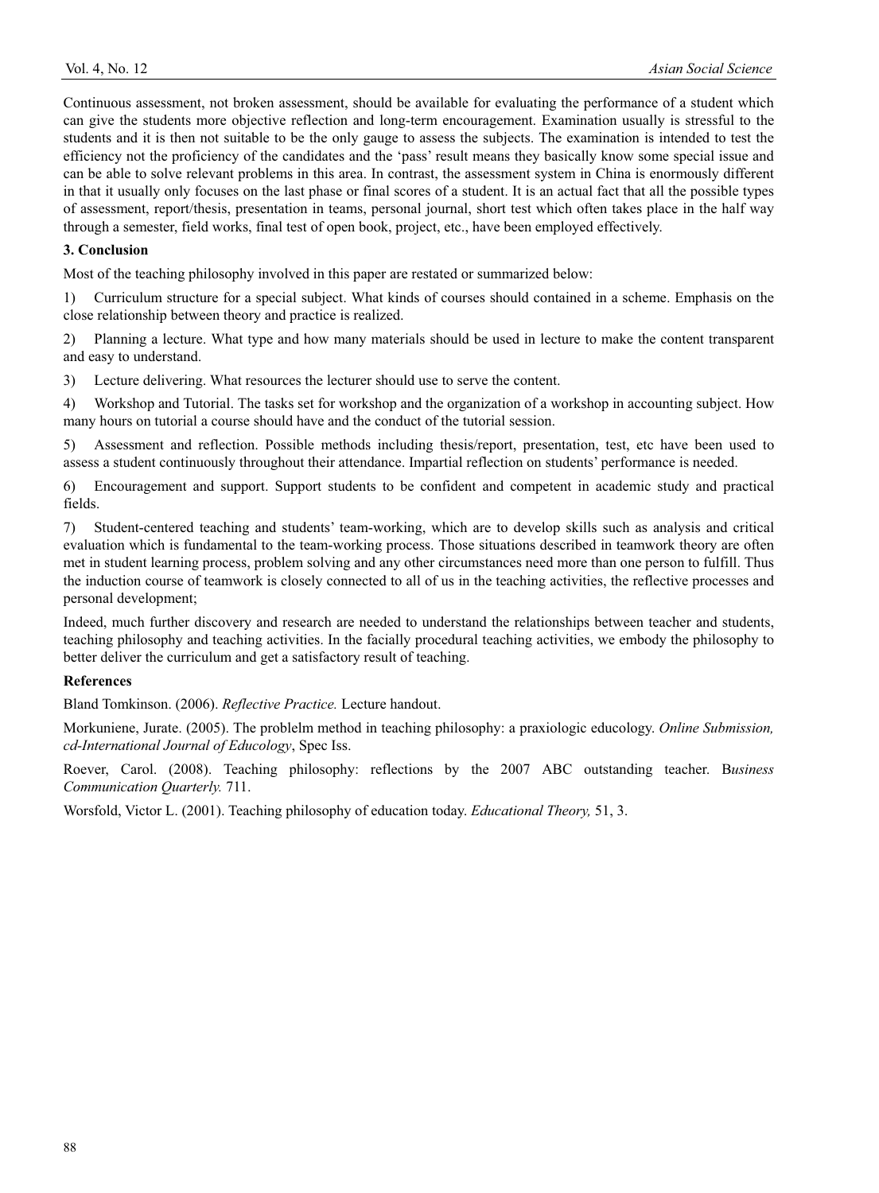Continuous assessment, not broken assessment, should be available for evaluating the performance of a student which can give the students more objective reflection and long-term encouragement. Examination usually is stressful to the students and it is then not suitable to be the only gauge to assess the subjects. The examination is intended to test the efficiency not the proficiency of the candidates and the 'pass' result means they basically know some special issue and can be able to solve relevant problems in this area. In contrast, the assessment system in China is enormously different in that it usually only focuses on the last phase or final scores of a student. It is an actual fact that all the possible types of assessment, report/thesis, presentation in teams, personal journal, short test which often takes place in the half way through a semester, field works, final test of open book, project, etc., have been employed effectively.

## 3. Conclusion

Most of the teaching philosophy involved in this paper are restated or summarized below:

1) Curriculum structure for a special subject. What kinds of courses should contained in a scheme. Emphasis on the close relationship between theory and practice is realized.

2) Planning a lecture. What type and how many materials should be used in lecture to make the content transparent and easy to understand.

3) Lecture delivering. What resources the lecturer should use to serve the content.

4) Workshop and Tutorial. The tasks set for workshop and the organization of a workshop in accounting subject. How many hours on tutorial a course should have and the conduct of the tutorial session.

5) Assessment and reflection. Possible methods including thesis/report, presentation, test, etc have been used to assess a student continuously throughout their attendance. Impartial reflection on students' performance is needed.

6) Encouragement and support. Support students to be confident and competent in academic study and practical fields.

7) Student-centered teaching and students' team-working, which are to develop skills such as analysis and critical evaluation which is fundamental to the team-working process. Those situations described in teamwork theory are often met in student learning process, problem solving and any other circumstances need more than one person to fulfill. Thus the induction course of teamwork is closely connected to all of us in the teaching activities, the reflective processes and personal development;

Indeed, much further discovery and research are needed to understand the relationships between teacher and students, teaching philosophy and teaching activities. In the facially procedural teaching activities, we embody the philosophy to better deliver the curriculum and get a satisfactory result of teaching.

## References

Bland Tomkinson. (2006). *Reflective Practice.* Lecture handout.

Morkuniene, Jurate. (2005). The problelm method in teaching philosophy: a praxiologic educology. *Online Submission, cd-International Journal of Educology*, Spec Iss.

Roever, Carol. (2008). Teaching philosophy: reflections by the 2007 ABC outstanding teacher. B*usiness Communication Quarterly.* 711.

Worsfold, Victor L. (2001). Teaching philosophy of education today. *Educational Theory,* 51, 3.